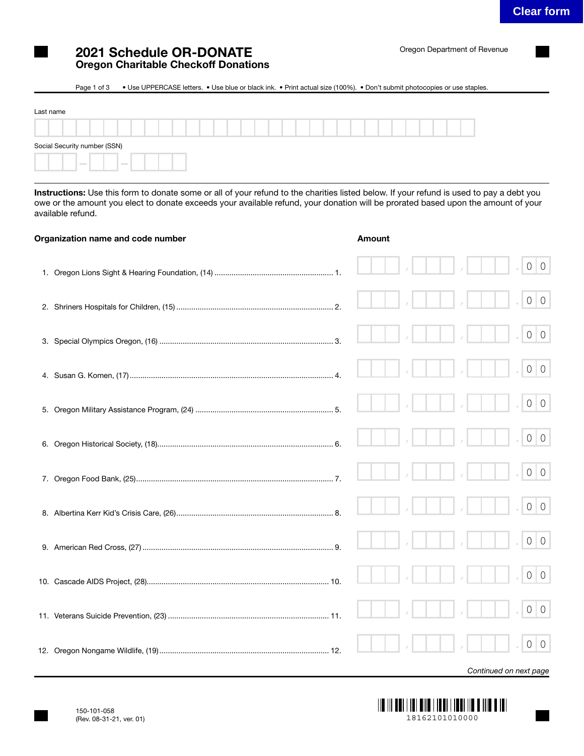Clear form

# 2021 Schedule OR-DONATE
## Oregon Charitable Checkoff Donations

Oregon Department of Revenue

Page 1 of 3 • Use UPPERCASE letters. • Use blue or black ink. • Print actual size (100%). • Don't submit photocopies or use staples.

Last name

Social Security number (SSN)

**Instructions:** Use this form to donate some or all of your refund to the charities listed below. If your refund is used to pay a debt you owe or the amount you elect to donate exceeds your available refund, your donation will be prorated based upon the amount of your available refund.

| Organization name and code number | | Amount |
|---|---|---|
| 1. Oregon Lions Sight & Hearing Foundation, (14) | 1. | .00 |
| 2. Shriners Hospitals for Children, (15) | 2. | .00 |
| 3. Special Olympics Oregon, (16) | 3. | .00 |
| 4. Susan G. Komen, (17) | 4. | .00 |
| 5. Oregon Military Assistance Program, (24) | 5. | .00 |
| 6. Oregon Historical Society, (18) | 6. | .00 |
| 7. Oregon Food Bank, (25) | 7. | .00 |
| 8. Albertina Kerr Kid's Crisis Care, (26) | 8. | .00 |
| 9. American Red Cross, (27) | 9. | .00 |
| 10. Cascade AIDS Project, (28) | 10. | .00 |
| 11. Veterans Suicide Prevention, (23) | 11. | .00 |
| 12. Oregon Nongame Wildlife, (19) | 12. | .00 |

*Continued on next page*

150-101-058
(Rev. 08-31-21, ver. 01)

18162101010000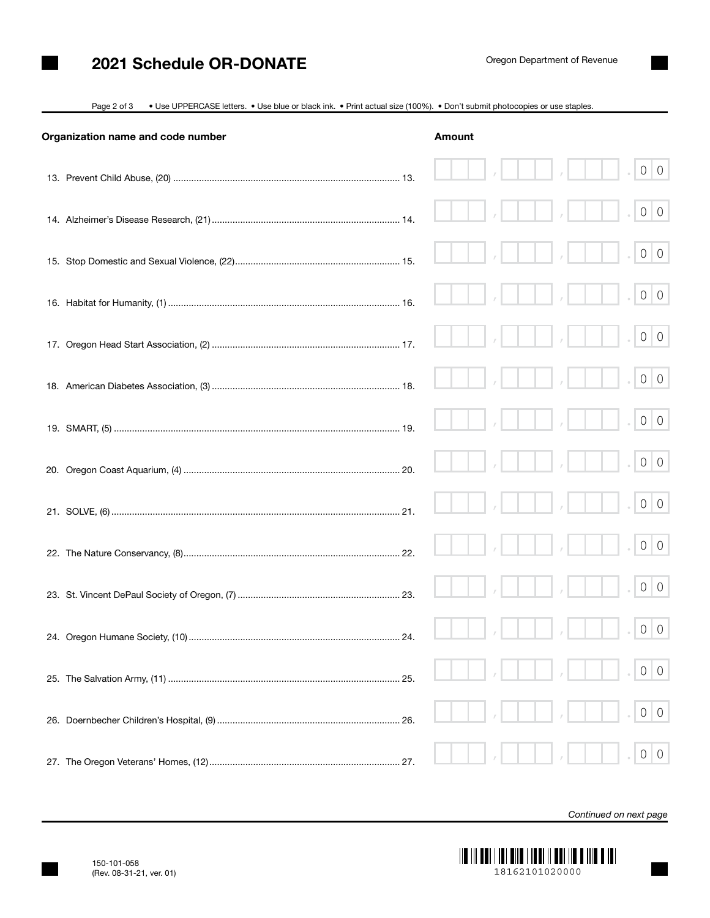# 2021 Schedule OR-DONATE

Oregon Department of Revenue

• Use UPPERCASE letters. • Use blue or black ink. • Print actual size (100%). • Don't submit photocopies or use staples.

| Organization name and code number | Amount |
|---|---|
| 13. Prevent Child Abuse, (20) ........ 13. | , , .00 |
| 14. Alzheimer's Disease Research, (21) ........ 14. | , , .00 |
| 15. Stop Domestic and Sexual Violence, (22) ........ 15. | , , .00 |
| 16. Habitat for Humanity, (1) ........ 16. | , , .00 |
| 17. Oregon Head Start Association, (2) ........ 17. | , , .00 |
| 18. American Diabetes Association, (3) ........ 18. | , , .00 |
| 19. SMART, (5) ........ 19. | , , .00 |
| 20. Oregon Coast Aquarium, (4) ........ 20. | , , .00 |
| 21. SOLVE, (6) ........ 21. | , , .00 |
| 22. The Nature Conservancy, (8) ........ 22. | , , .00 |
| 23. St. Vincent DePaul Society of Oregon, (7) ........ 23. | , , .00 |
| 24. Oregon Humane Society, (10) ........ 24. | , , .00 |
| 25. The Salvation Army, (11) ........ 25. | , , .00 |
| 26. Doernbecher Children's Hospital, (9) ........ 26. | , , .00 |
| 27. The Oregon Veterans' Homes, (12) ........ 27. | , , .00 |

*Continued on next page*

150-101-058
(Rev. 08-31-21, ver. 01)

18162101020000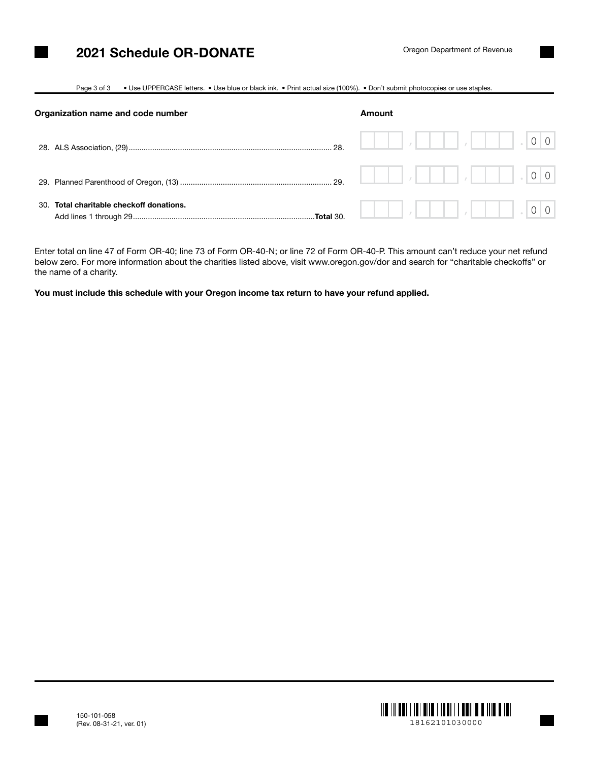# 2021 Schedule OR-DONATE

Oregon Department of Revenue

• Use UPPERCASE letters. • Use blue or black ink. • Print actual size (100%). • Don't submit photocopies or use staples.

| Organization name and code number | Amount |
|---|---|
| 28. ALS Association, (29) ........................................ 28. | , , .00 |
| 29. Planned Parenthood of Oregon, (13) ........................................ 29. | , , .00 |
| 30. **Total charitable checkoff donations.** Add lines 1 through 29 ........................................ **Total** 30. | , , .00 |

Enter total on line 47 of Form OR-40; line 73 of Form OR-40-N; or line 72 of Form OR-40-P. This amount can't reduce your net refund below zero. For more information about the charities listed above, visit www.oregon.gov/dor and search for "charitable checkoffs" or the name of a charity.

**You must include this schedule with your Oregon income tax return to have your refund applied.**

150-101-058
(Rev. 08-31-21, ver. 01)

18162101030000